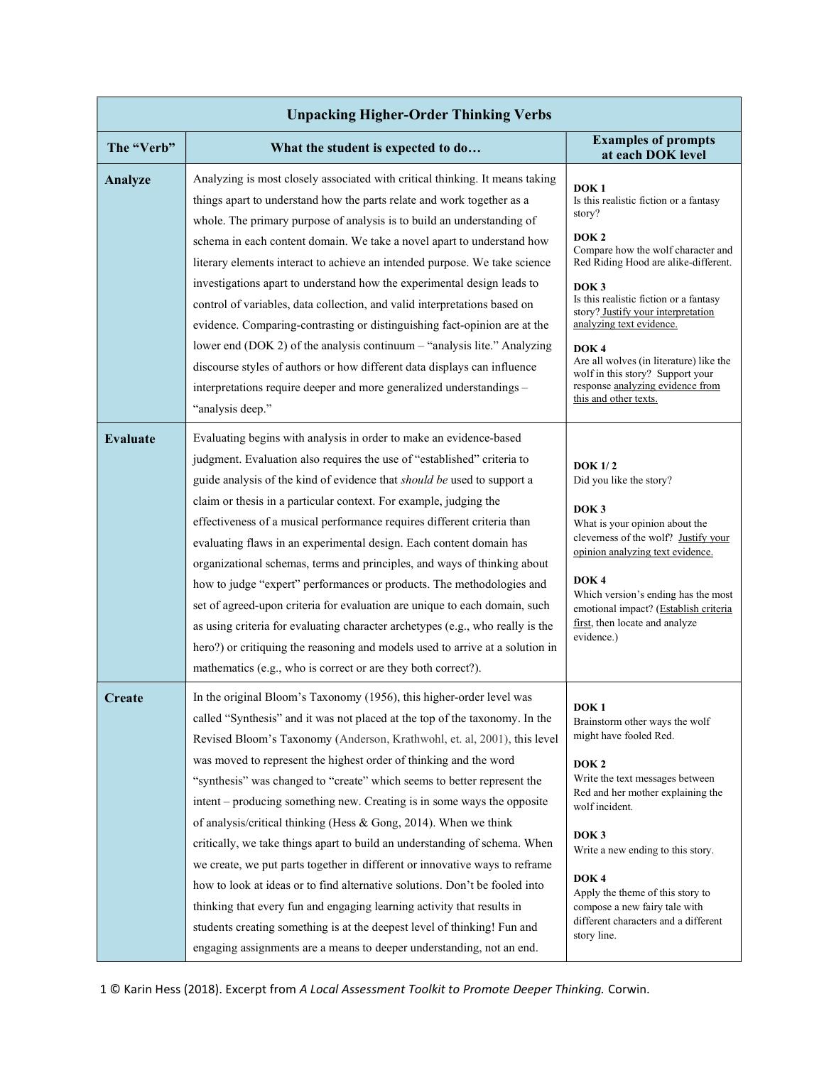| Unpacking Higher-Order Thinking Verbs | | |
|---|---|---|
| **The "Verb"** | **What the student is expected to do…** | **Examples of prompts at each DOK level** |
| **Analyze** | Analyzing is most closely associated with critical thinking. It means taking things apart to understand how the parts relate and work together as a whole. The primary purpose of analysis is to build an understanding of schema in each content domain. We take a novel apart to understand how literary elements interact to achieve an intended purpose. We take science investigations apart to understand how the experimental design leads to control of variables, data collection, and valid interpretations based on evidence. Comparing-contrasting or distinguishing fact-opinion are at the lower end (DOK 2) of the analysis continuum – "analysis lite." Analyzing discourse styles of authors or how different data displays can influence interpretations require deeper and more generalized understandings – "analysis deep." | **DOK 1** Is this realistic fiction or a fantasy story? **DOK 2** Compare how the wolf character and Red Riding Hood are alike-different. **DOK 3** Is this realistic fiction or a fantasy story? Justify your interpretation analyzing text evidence. **DOK 4** Are all wolves (in literature) like the wolf in this story? Support your response analyzing evidence from this and other texts. |
| **Evaluate** | Evaluating begins with analysis in order to make an evidence-based judgment. Evaluation also requires the use of "established" criteria to guide analysis of the kind of evidence that *should be* used to support a claim or thesis in a particular context. For example, judging the effectiveness of a musical performance requires different criteria than evaluating flaws in an experimental design. Each content domain has organizational schemas, terms and principles, and ways of thinking about how to judge "expert" performances or products. The methodologies and set of agreed-upon criteria for evaluation are unique to each domain, such as using criteria for evaluating character archetypes (e.g., who really is the hero?) or critiquing the reasoning and models used to arrive at a solution in mathematics (e.g., who is correct or are they both correct?). | **DOK 1/ 2** Did you like the story? **DOK 3** What is your opinion about the cleverness of the wolf? Justify your opinion analyzing text evidence. **DOK 4** Which version's ending has the most emotional impact? (Establish criteria first, then locate and analyze evidence.) |
| **Create** | In the original Bloom's Taxonomy (1956), this higher-order level was called "Synthesis" and it was not placed at the top of the taxonomy. In the Revised Bloom's Taxonomy (Anderson, Krathwohl, et. al, 2001), this level was moved to represent the highest order of thinking and the word "synthesis" was changed to "create" which seems to better represent the intent – producing something new. Creating is in some ways the opposite of analysis/critical thinking (Hess & Gong, 2014). When we think critically, we take things apart to build an understanding of schema. When we create, we put parts together in different or innovative ways to reframe how to look at ideas or to find alternative solutions. Don't be fooled into thinking that every fun and engaging learning activity that results in students creating something is at the deepest level of thinking! Fun and engaging assignments are a means to deeper understanding, not an end. | **DOK 1** Brainstorm other ways the wolf might have fooled Red. **DOK 2** Write the text messages between Red and her mother explaining the wolf incident. **DOK 3** Write a new ending to this story. **DOK 4** Apply the theme of this story to compose a new fairy tale with different characters and a different story line. |

1 © Karin Hess (2018). Excerpt from *A Local Assessment Toolkit to Promote Deeper Thinking.* Corwin.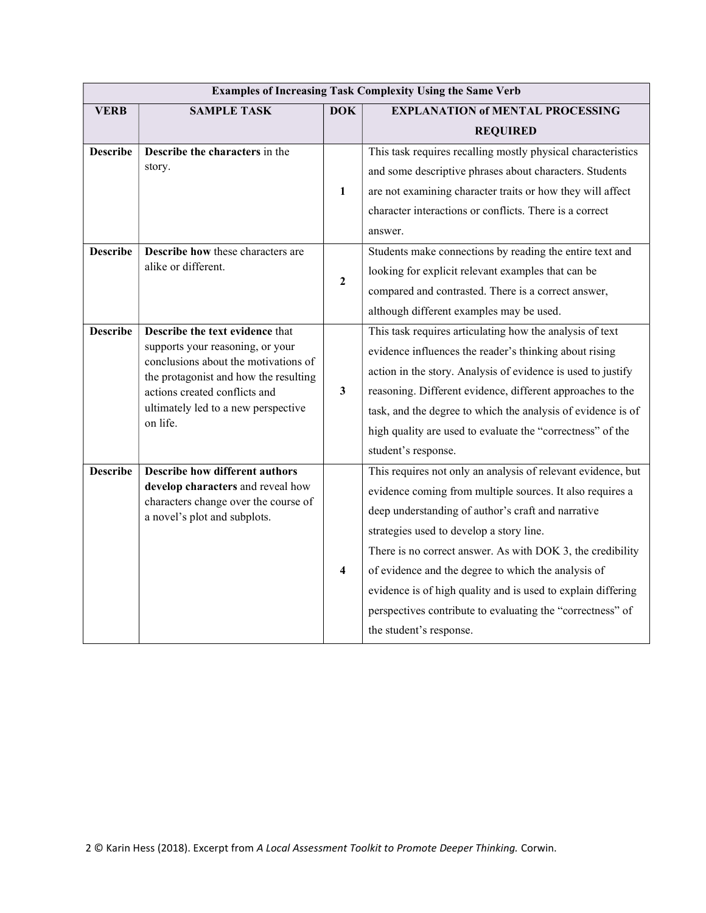| Examples of Increasing Task Complexity Using the Same Verb | | | |
|---|---|---|---|
| **VERB** | **SAMPLE TASK** | **DOK** | **EXPLANATION of MENTAL PROCESSING REQUIRED** |
| **Describe** | **Describe the characters** in the story. | **1** | This task requires recalling mostly physical characteristics and some descriptive phrases about characters. Students are not examining character traits or how they will affect character interactions or conflicts. There is a correct answer. |
| **Describe** | **Describe how** these characters are alike or different. | **2** | Students make connections by reading the entire text and looking for explicit relevant examples that can be compared and contrasted. There is a correct answer, although different examples may be used. |
| **Describe** | **Describe the text evidence** that supports your reasoning, or your conclusions about the motivations of the protagonist and how the resulting actions created conflicts and ultimately led to a new perspective on life. | **3** | This task requires articulating how the analysis of text evidence influences the reader's thinking about rising action in the story. Analysis of evidence is used to justify reasoning. Different evidence, different approaches to the task, and the degree to which the analysis of evidence is of high quality are used to evaluate the "correctness" of the student's response. |
| **Describe** | **Describe how different authors develop characters** and reveal how characters change over the course of a novel's plot and subplots. | **4** | This requires not only an analysis of relevant evidence, but evidence coming from multiple sources. It also requires a deep understanding of author's craft and narrative strategies used to develop a story line. There is no correct answer. As with DOK 3, the credibility of evidence and the degree to which the analysis of evidence is of high quality and is used to explain differing perspectives contribute to evaluating the "correctness" of the student's response. |